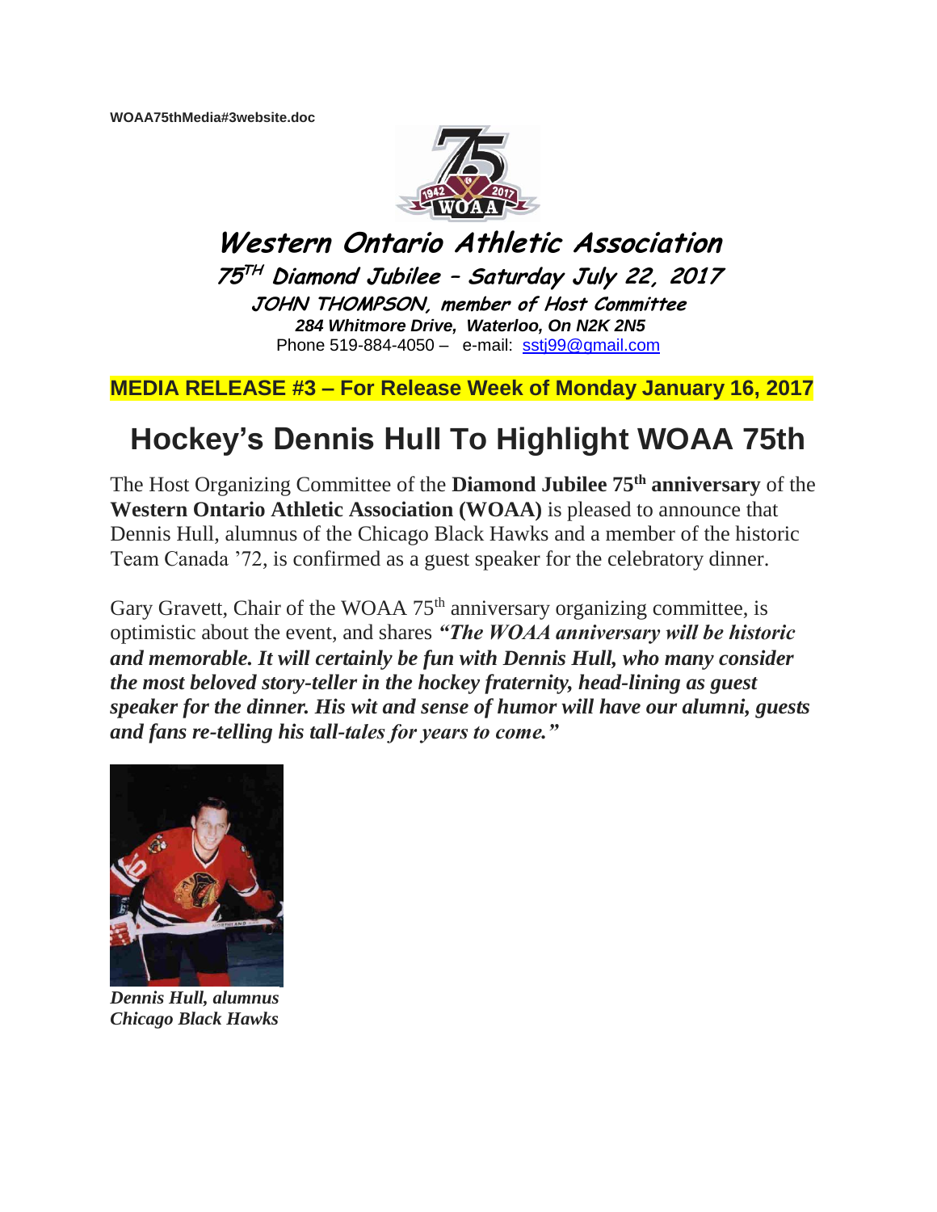WOAA75thMedia#3website.doc

# Western Ontario Athletic Association

### 75TH Diamond Jubilee – Saturday July 22, 2017

**JOHN THOMPSON, member of Host Committee**
***284 Whitmore Drive, Waterloo, On N2K 2N5***
Phone 519-884-4050 – e-mail: sstj99@gmail.com

**MEDIA RELEASE #3 – For Release Week of Monday January 16, 2017**

## Hockey's Dennis Hull To Highlight WOAA 75th

The Host Organizing Committee of the **Diamond Jubilee 75th anniversary** of the **Western Ontario Athletic Association (WOAA)** is pleased to announce that Dennis Hull, alumnus of the Chicago Black Hawks and a member of the historic Team Canada '72, is confirmed as a guest speaker for the celebratory dinner.

Gary Gravett, Chair of the WOAA 75th anniversary organizing committee, is optimistic about the event, and shares ***"The WOAA anniversary will be historic and memorable. It will certainly be fun with Dennis Hull, who many consider the most beloved story-teller in the hockey fraternity, head-lining as guest speaker for the dinner. His wit and sense of humor will have our alumni, guests and fans re-telling his tall-tales for years to come."***

***Dennis Hull, alumnus Chicago Black Hawks***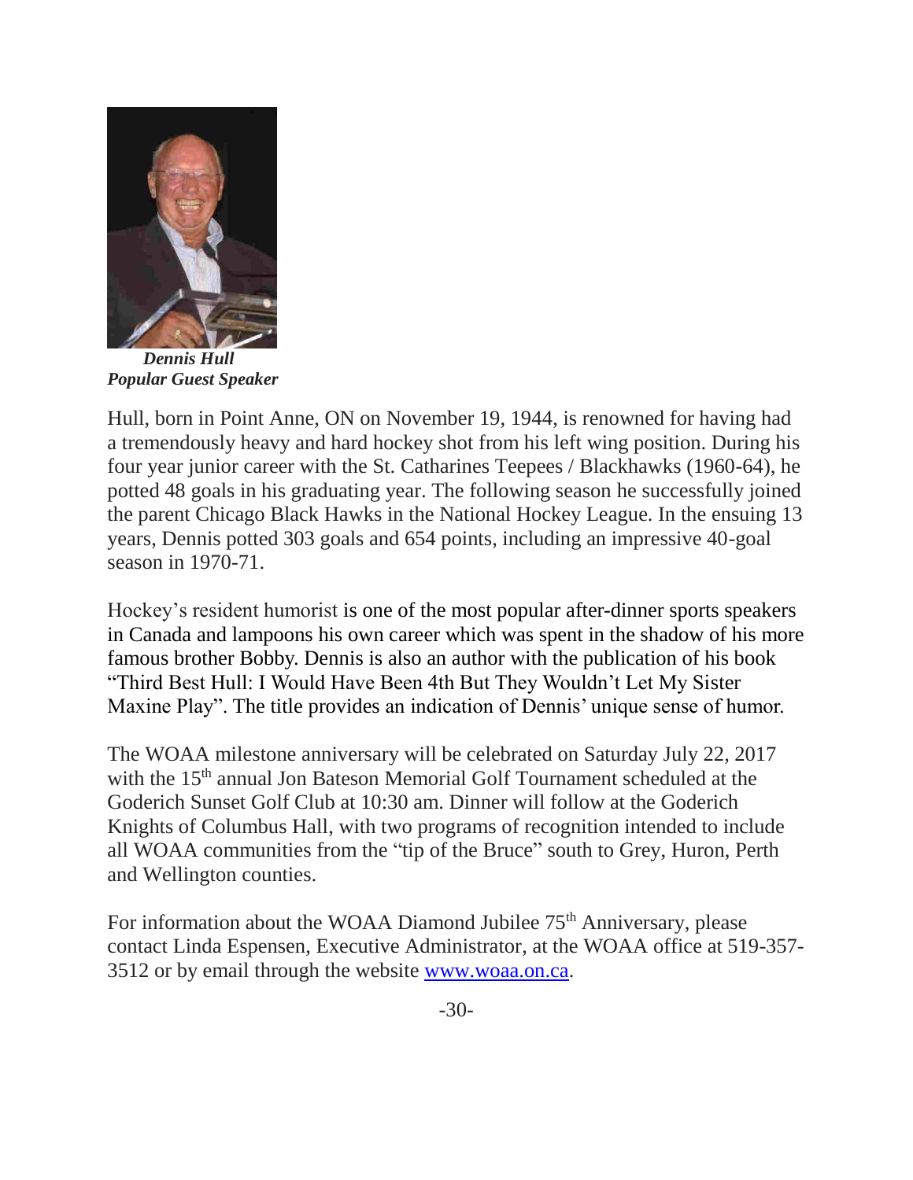*Dennis Hull*
*Popular Guest Speaker*

Hull, born in Point Anne, ON on November 19, 1944, is renowned for having had a tremendously heavy and hard hockey shot from his left wing position. During his four year junior career with the St. Catharines Teepees / Blackhawks (1960-64), he potted 48 goals in his graduating year. The following season he successfully joined the parent Chicago Black Hawks in the National Hockey League. In the ensuing 13 years, Dennis potted 303 goals and 654 points, including an impressive 40-goal season in 1970-71.

Hockey's resident humorist is one of the most popular after-dinner sports speakers in Canada and lampoons his own career which was spent in the shadow of his more famous brother Bobby. Dennis is also an author with the publication of his book "Third Best Hull: I Would Have Been 4th But They Wouldn't Let My Sister Maxine Play". The title provides an indication of Dennis' unique sense of humor.

The WOAA milestone anniversary will be celebrated on Saturday July 22, 2017 with the 15th annual Jon Bateson Memorial Golf Tournament scheduled at the Goderich Sunset Golf Club at 10:30 am. Dinner will follow at the Goderich Knights of Columbus Hall, with two programs of recognition intended to include all WOAA communities from the "tip of the Bruce" south to Grey, Huron, Perth and Wellington counties.

For information about the WOAA Diamond Jubilee 75th Anniversary, please contact Linda Espensen, Executive Administrator, at the WOAA office at 519-357-3512 or by email through the website [www.woaa.on.ca](http://www.woaa.on.ca).

-30-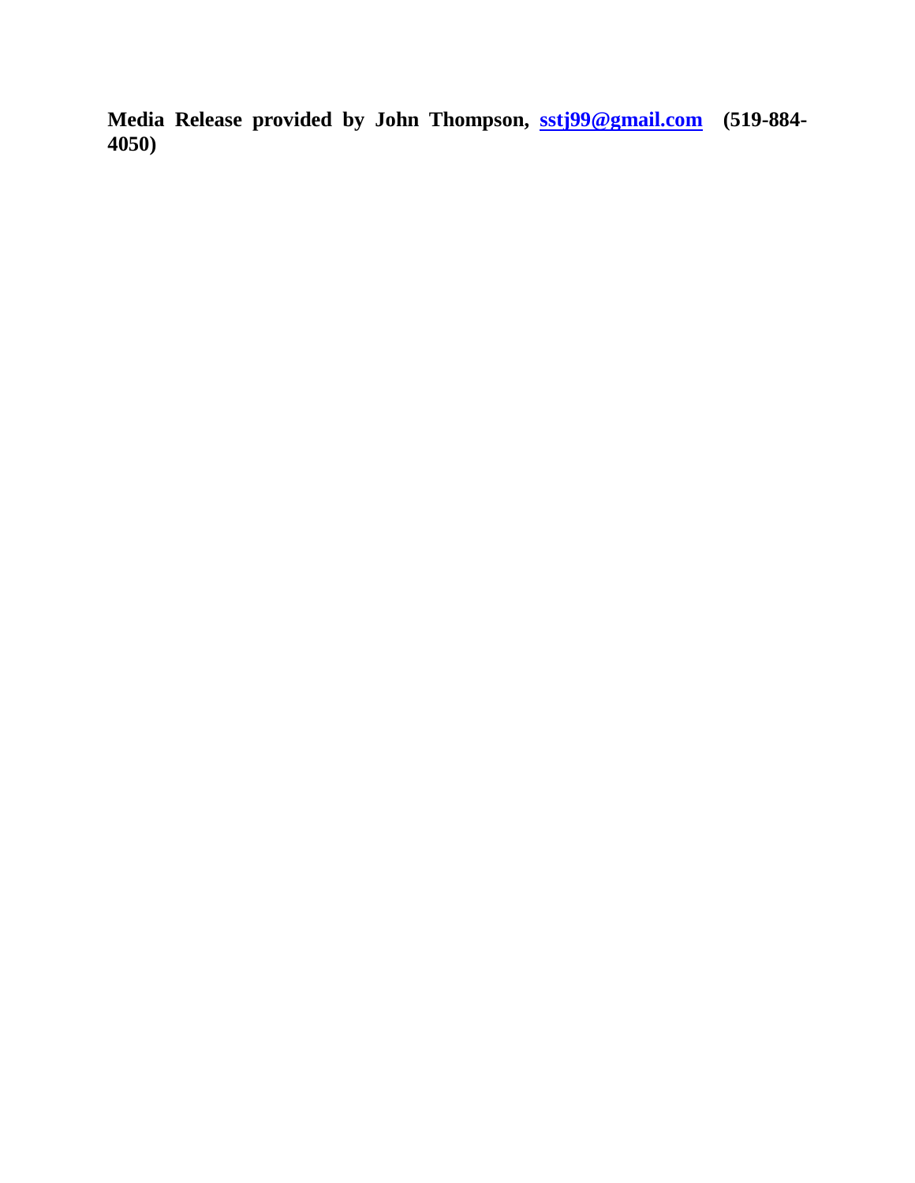**Media Release provided by John Thompson, [sstj99@gmail.com](mailto:sstj99@gmail.com) (519-884-4050)**